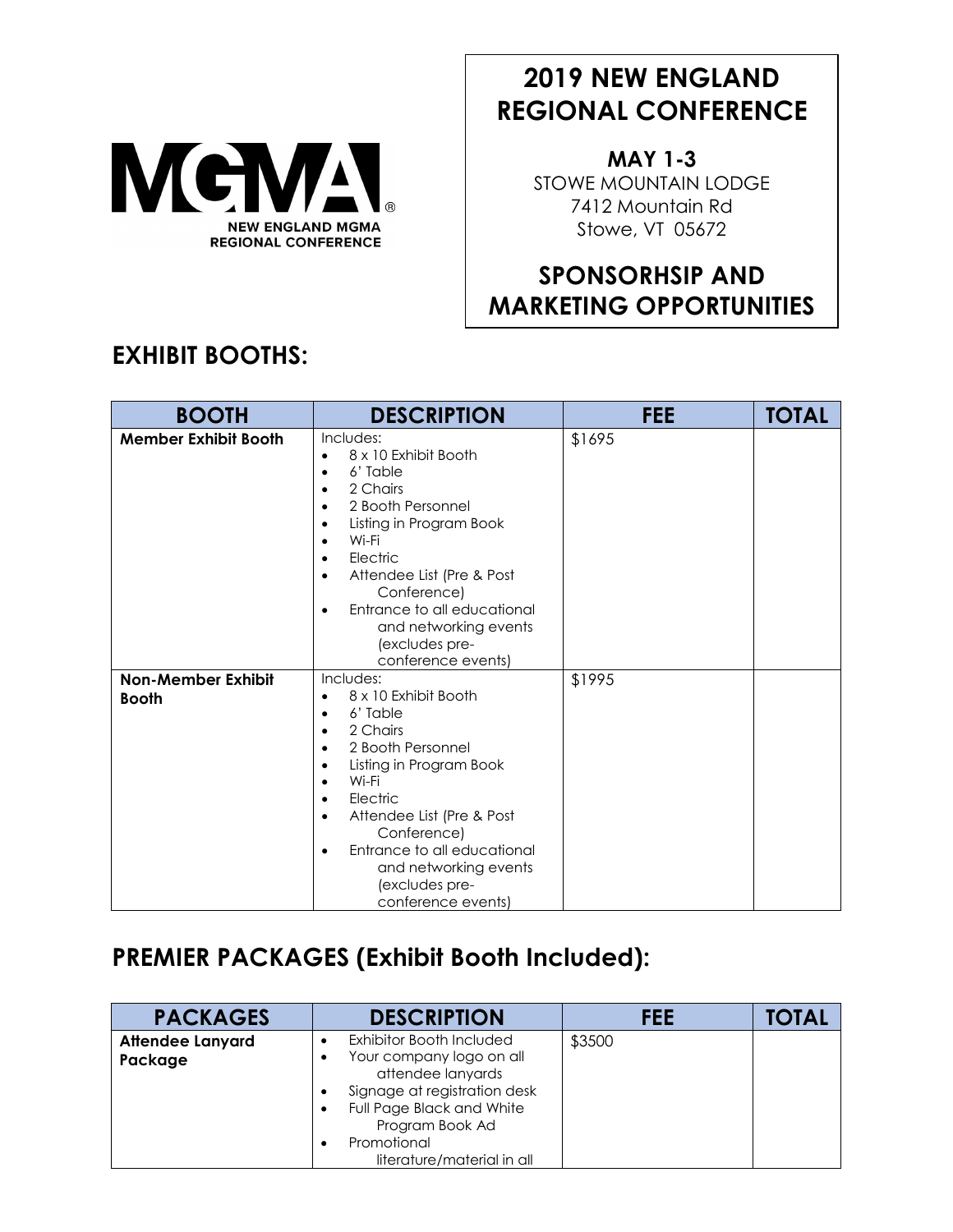MGMA® NEW ENGLAND MGMA REGIONAL CONFERENCE

# 2019 NEW ENGLAND REGIONAL CONFERENCE

**MAY 1-3**
STOWE MOUNTAIN LODGE
7412 Mountain Rd
Stowe, VT 05672

## SPONSORHSIP AND MARKETING OPPORTUNITIES

## EXHIBIT BOOTHS:

| BOOTH | DESCRIPTION | FEE | TOTAL |
| --- | --- | --- | --- |
| **Member Exhibit Booth** | Includes:<br>• 8 x 10 Exhibit Booth<br>• 6' Table<br>• 2 Chairs<br>• 2 Booth Personnel<br>• Listing in Program Book<br>• Wi-Fi<br>• Electric<br>• Attendee List (Pre & Post Conference)<br>• Entrance to all educational and networking events (excludes pre-conference events) | $1695 | |
| **Non-Member Exhibit Booth** | Includes:<br>• 8 x 10 Exhibit Booth<br>• 6' Table<br>• 2 Chairs<br>• 2 Booth Personnel<br>• Listing in Program Book<br>• Wi-Fi<br>• Electric<br>• Attendee List (Pre & Post Conference)<br>• Entrance to all educational and networking events (excludes pre-conference events) | $1995 | |

## PREMIER PACKAGES (Exhibit Booth Included):

| PACKAGES | DESCRIPTION | FEE | TOTAL |
| --- | --- | --- | --- |
| **Attendee Lanyard Package** | • Exhibitor Booth Included<br>• Your company logo on all attendee lanyards<br>• Signage at registration desk<br>• Full Page Black and White Program Book Ad<br>• Promotional literature/material in all | $3500 | |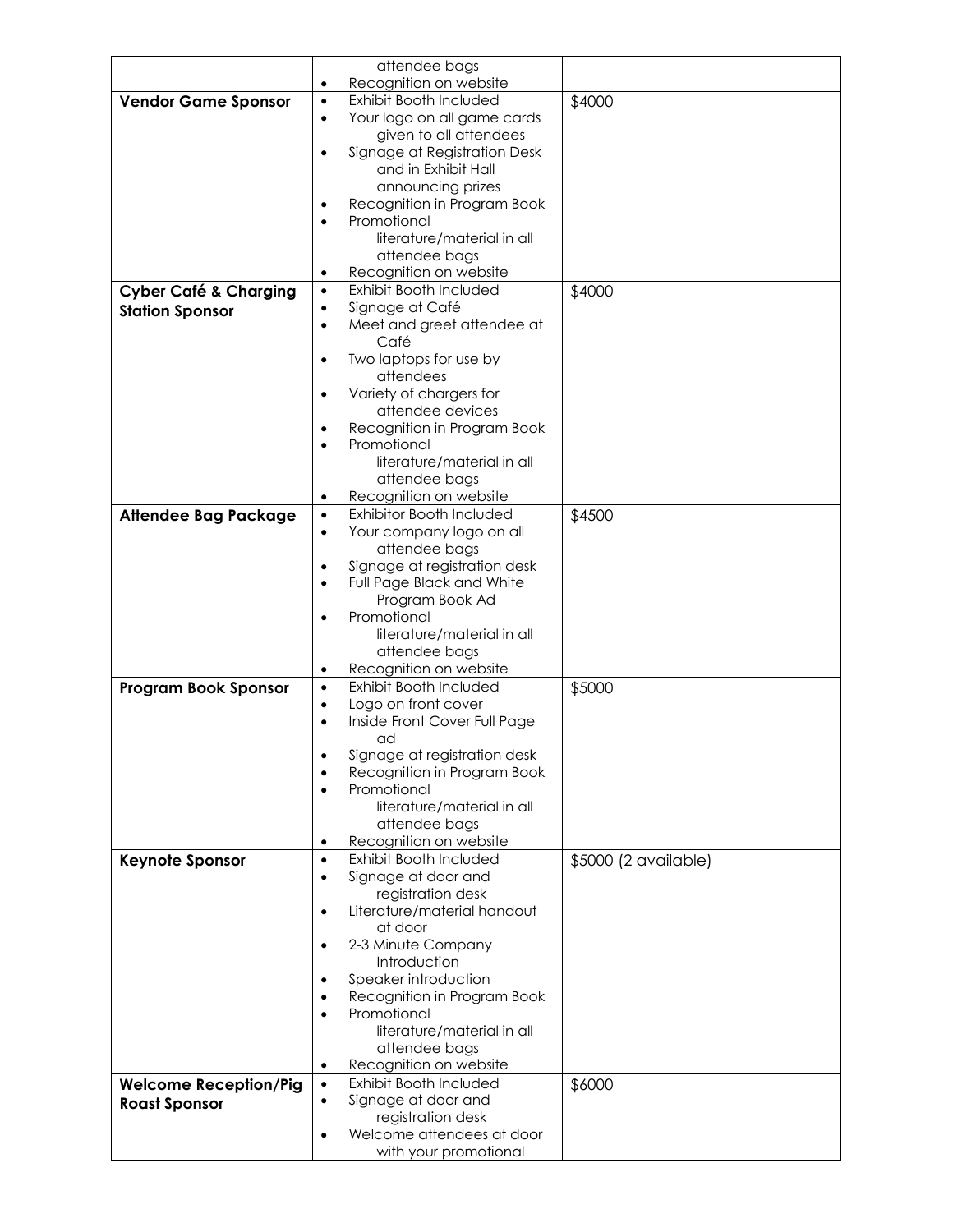| | | | |
|---|---|---|---|
| | attendee bags<br>• Recognition on website | | |
| **Vendor Game Sponsor** | • Exhibit Booth Included<br>• Your logo on all game cards given to all attendees<br>• Signage at Registration Desk and in Exhibit Hall announcing prizes<br>• Recognition in Program Book<br>• Promotional literature/material in all attendee bags<br>• Recognition on website | $4000 | |
| **Cyber Café & Charging Station Sponsor** | • Exhibit Booth Included<br>• Signage at Café<br>• Meet and greet attendee at Café<br>• Two laptops for use by attendees<br>• Variety of chargers for attendee devices<br>• Recognition in Program Book<br>• Promotional literature/material in all attendee bags<br>• Recognition on website | $4000 | |
| **Attendee Bag Package** | • Exhibitor Booth Included<br>• Your company logo on all attendee bags<br>• Signage at registration desk<br>• Full Page Black and White Program Book Ad<br>• Promotional literature/material in all attendee bags<br>• Recognition on website | $4500 | |
| **Program Book Sponsor** | • Exhibit Booth Included<br>• Logo on front cover<br>• Inside Front Cover Full Page ad<br>• Signage at registration desk<br>• Recognition in Program Book<br>• Promotional literature/material in all attendee bags<br>• Recognition on website | $5000 | |
| **Keynote Sponsor** | • Exhibit Booth Included<br>• Signage at door and registration desk<br>• Literature/material handout at door<br>• 2-3 Minute Company Introduction<br>• Speaker introduction<br>• Recognition in Program Book<br>• Promotional literature/material in all attendee bags<br>• Recognition on website | $5000 (2 available) | |
| **Welcome Reception/Pig Roast Sponsor** | • Exhibit Booth Included<br>• Signage at door and registration desk<br>• Welcome attendees at door with your promotional | $6000 | |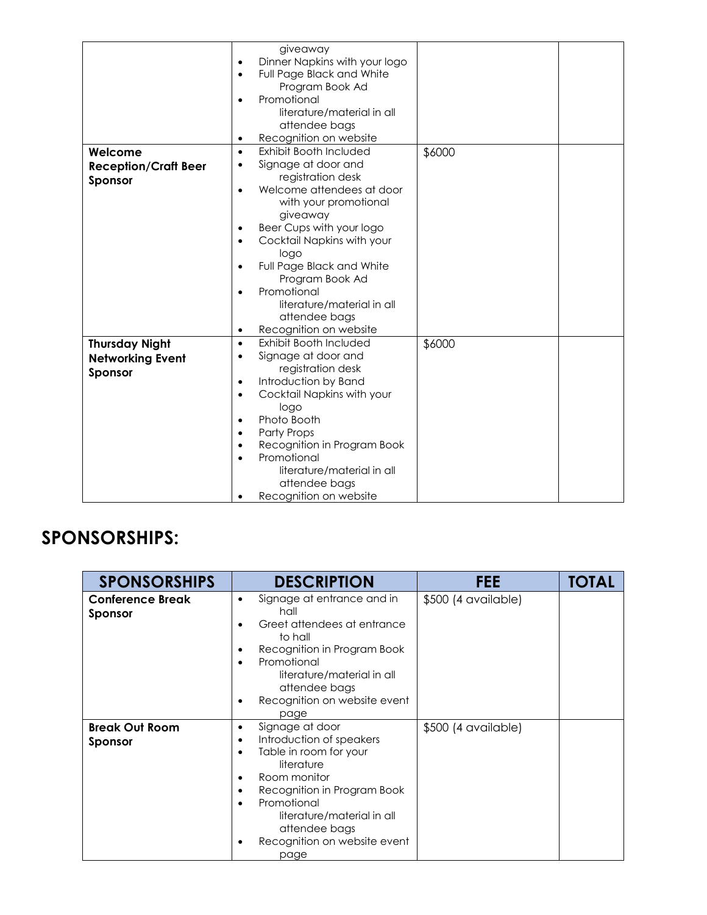| | | | |
|---|---|---|---|
| | giveaway<br>• Dinner Napkins with your logo<br>• Full Page Black and White Program Book Ad<br>• Promotional literature/material in all attendee bags<br>• Recognition on website | | |
| **Welcome Reception/Craft Beer Sponsor** | • Exhibit Booth Included<br>• Signage at door and registration desk<br>• Welcome attendees at door with your promotional giveaway<br>• Beer Cups with your logo<br>• Cocktail Napkins with your logo<br>• Full Page Black and White Program Book Ad<br>• Promotional literature/material in all attendee bags<br>• Recognition on website | $6000 | |
| **Thursday Night Networking Event Sponsor** | • Exhibit Booth Included<br>• Signage at door and registration desk<br>• Introduction by Band<br>• Cocktail Napkins with your logo<br>• Photo Booth<br>• Party Props<br>• Recognition in Program Book<br>• Promotional literature/material in all attendee bags<br>• Recognition on website | $6000 | |

## SPONSORSHIPS:

| SPONSORSHIPS | DESCRIPTION | FEE | TOTAL |
|---|---|---|---|
| **Conference Break Sponsor** | • Signage at entrance and in hall<br>• Greet attendees at entrance to hall<br>• Recognition in Program Book<br>• Promotional literature/material in all attendee bags<br>• Recognition on website event page | $500 (4 available) | |
| **Break Out Room Sponsor** | • Signage at door<br>• Introduction of speakers<br>• Table in room for your literature<br>• Room monitor<br>• Recognition in Program Book<br>• Promotional literature/material in all attendee bags<br>• Recognition on website event page | $500 (4 available) | |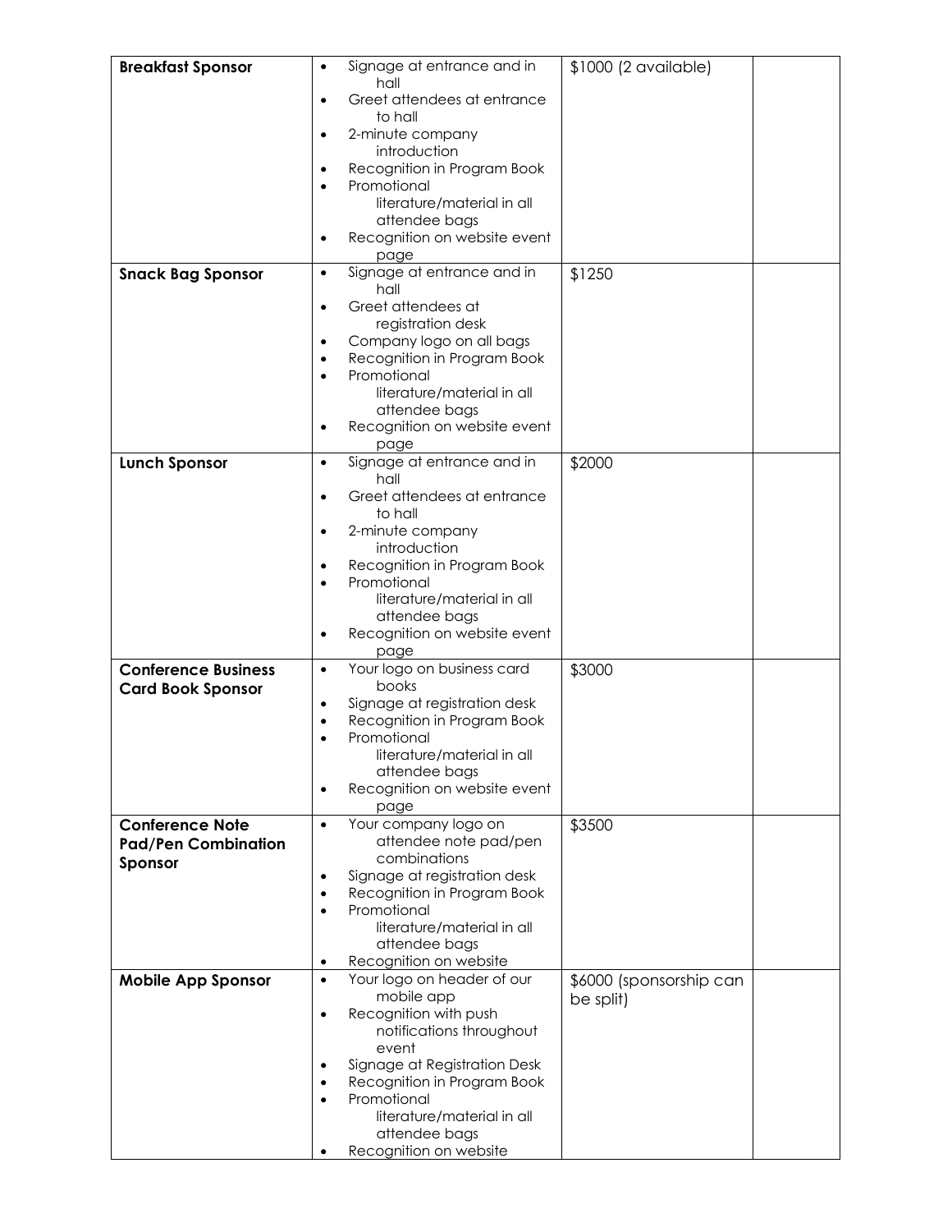| **Breakfast Sponsor** | • Signage at entrance and in hall<br>• Greet attendees at entrance to hall<br>• 2-minute company introduction<br>• Recognition in Program Book<br>• Promotional literature/material in all attendee bags<br>• Recognition on website event page | $1000 (2 available) | |
|---|---|---|---|
| **Snack Bag Sponsor** | • Signage at entrance and in hall<br>• Greet attendees at registration desk<br>• Company logo on all bags<br>• Recognition in Program Book<br>• Promotional literature/material in all attendee bags<br>• Recognition on website event page | $1250 | |
| **Lunch Sponsor** | • Signage at entrance and in hall<br>• Greet attendees at entrance to hall<br>• 2-minute company introduction<br>• Recognition in Program Book<br>• Promotional literature/material in all attendee bags<br>• Recognition on website event page | $2000 | |
| **Conference Business Card Book Sponsor** | • Your logo on business card books<br>• Signage at registration desk<br>• Recognition in Program Book<br>• Promotional literature/material in all attendee bags<br>• Recognition on website event page | $3000 | |
| **Conference Note Pad/Pen Combination Sponsor** | • Your company logo on attendee note pad/pen combinations<br>• Signage at registration desk<br>• Recognition in Program Book<br>• Promotional literature/material in all attendee bags<br>• Recognition on website | $3500 | |
| **Mobile App Sponsor** | • Your logo on header of our mobile app<br>• Recognition with push notifications throughout event<br>• Signage at Registration Desk<br>• Recognition in Program Book<br>• Promotional literature/material in all attendee bags<br>• Recognition on website | $6000 (sponsorship can be split) | |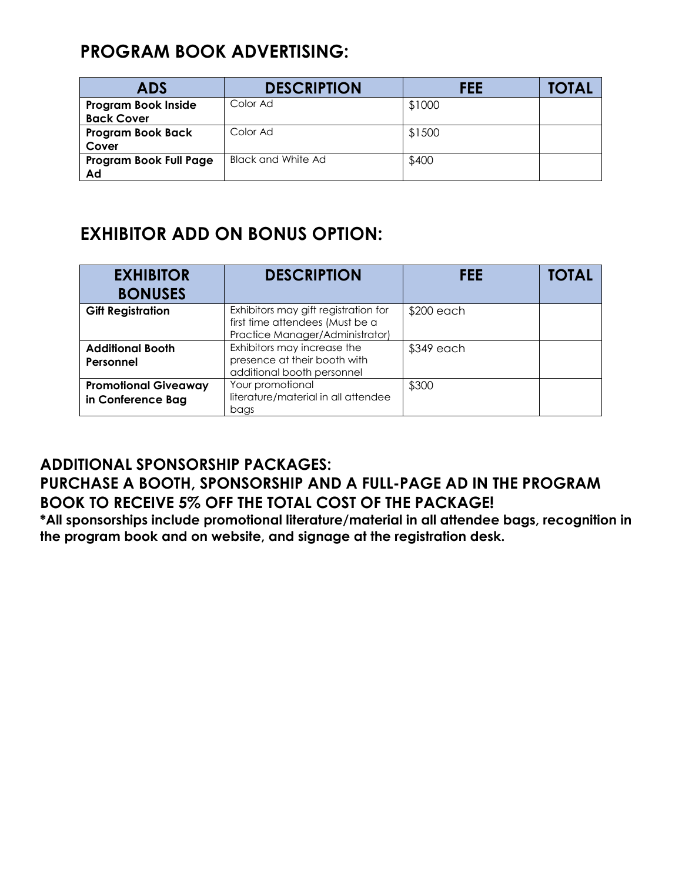## PROGRAM BOOK ADVERTISING:

| ADS | DESCRIPTION | FEE | TOTAL |
| --- | --- | --- | --- |
| **Program Book Inside Back Cover** | Color Ad | $1000 | |
| **Program Book Back Cover** | Color Ad | $1500 | |
| **Program Book Full Page Ad** | Black and White Ad | $400 | |

## EXHIBITOR ADD ON BONUS OPTION:

| EXHIBITOR BONUSES | DESCRIPTION | FEE | TOTAL |
| --- | --- | --- | --- |
| **Gift Registration** | Exhibitors may gift registration for first time attendees (Must be a Practice Manager/Administrator) | $200 each | |
| **Additional Booth Personnel** | Exhibitors may increase the presence at their booth with additional booth personnel | $349 each | |
| **Promotional Giveaway in Conference Bag** | Your promotional literature/material in all attendee bags | $300 | |

### ADDITIONAL SPONSORSHIP PACKAGES:
### PURCHASE A BOOTH, SPONSORSHIP AND A FULL-PAGE AD IN THE PROGRAM BOOK TO RECEIVE 5% OFF THE TOTAL COST OF THE PACKAGE!

**\*All sponsorships include promotional literature/material in all attendee bags, recognition in the program book and on website, and signage at the registration desk.**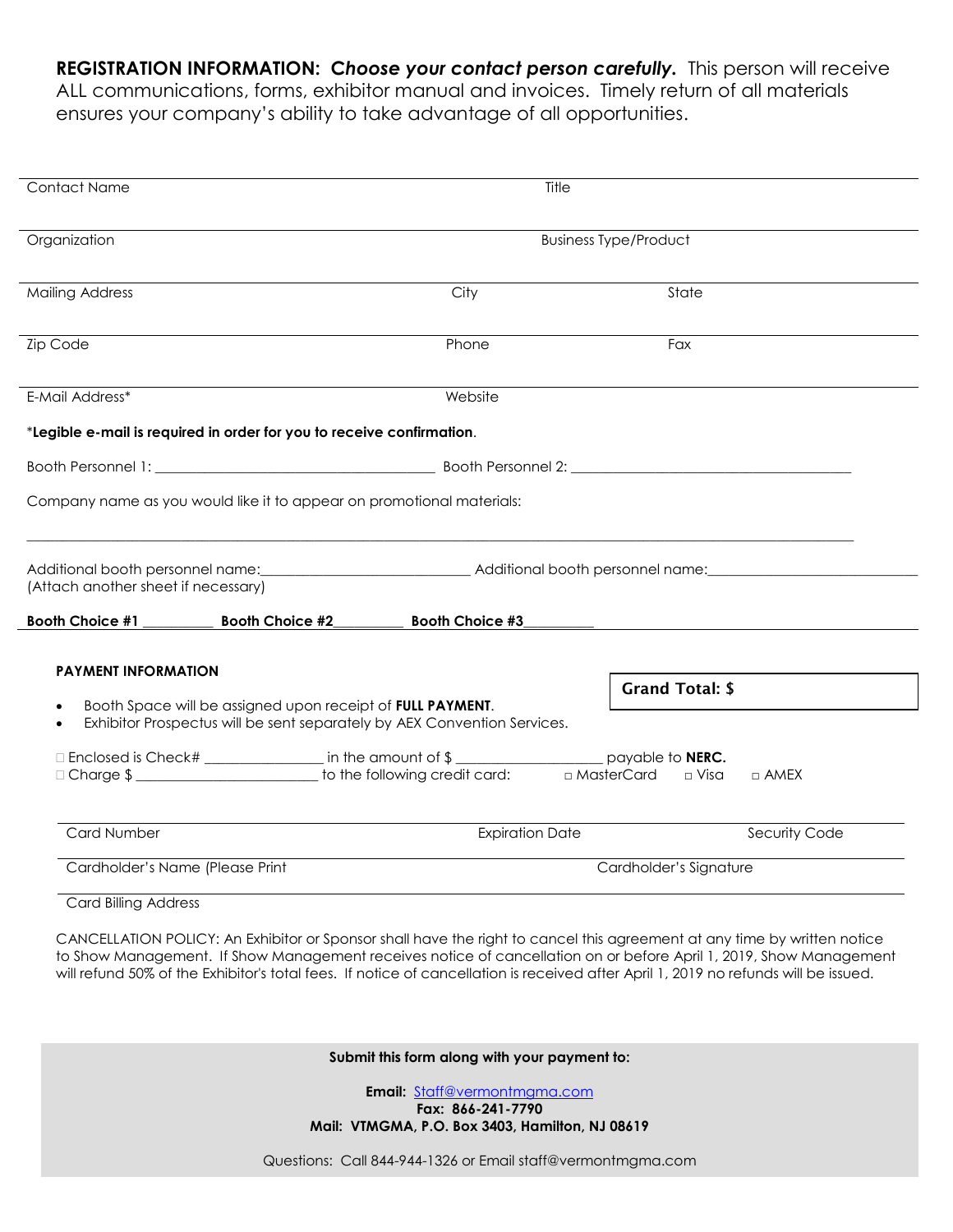**REGISTRATION INFORMATION:** ***Choose your contact person carefully.*** This person will receive ALL communications, forms, exhibitor manual and invoices. Timely return of all materials ensures your company's ability to take advantage of all opportunities.

| | | |
|---|---|---|
| Contact Name | Title | |
| Organization | Business Type/Product | |
| Mailing Address | City | State |
| Zip Code | Phone | Fax |
| E-Mail Address* | Website | |

***Legible e-mail is required in order for you to receive confirmation**.

Booth Personnel 1: ______________________________________ Booth Personnel 2: ______________________________________

Company name as you would like it to appear on promotional materials:

______________________________________________________________________________________________________

Additional booth personnel name:___________________________ Additional booth personnel name:___________________________
(Attach another sheet if necessary)

**Booth Choice #1** _________ **Booth Choice #2**_________ **Booth Choice #3**_________

**PAYMENT INFORMATION**

**Grand Total: $**

- Booth Space will be assigned upon receipt of **FULL PAYMENT**.
- Exhibitor Prospectus will be sent separately by AEX Convention Services.

□ Enclosed is Check# ________________ in the amount of $ ___________________ payable to **NERC.**
□ Charge $ ________________________ to the following credit card: □ MasterCard □ Visa □ AMEX

| | | |
|---|---|---|
| Card Number | Expiration Date | Security Code |
| Cardholder's Name (Please Print | Cardholder's Signature | |
| Card Billing Address | | |

CANCELLATION POLICY: An Exhibitor or Sponsor shall have the right to cancel this agreement at any time by written notice to Show Management. If Show Management receives notice of cancellation on or before April 1, 2019, Show Management will refund 50% of the Exhibitor's total fees. If notice of cancellation is received after April 1, 2019 no refunds will be issued.

**Submit this form along with your payment to:**

**Email:** Staff@vermontmgma.com
**Fax: 866-241-7790**
**Mail: VTMGMA, P.O. Box 3403, Hamilton, NJ 08619**

Questions: Call 844-944-1326 or Email staff@vermontmgma.com